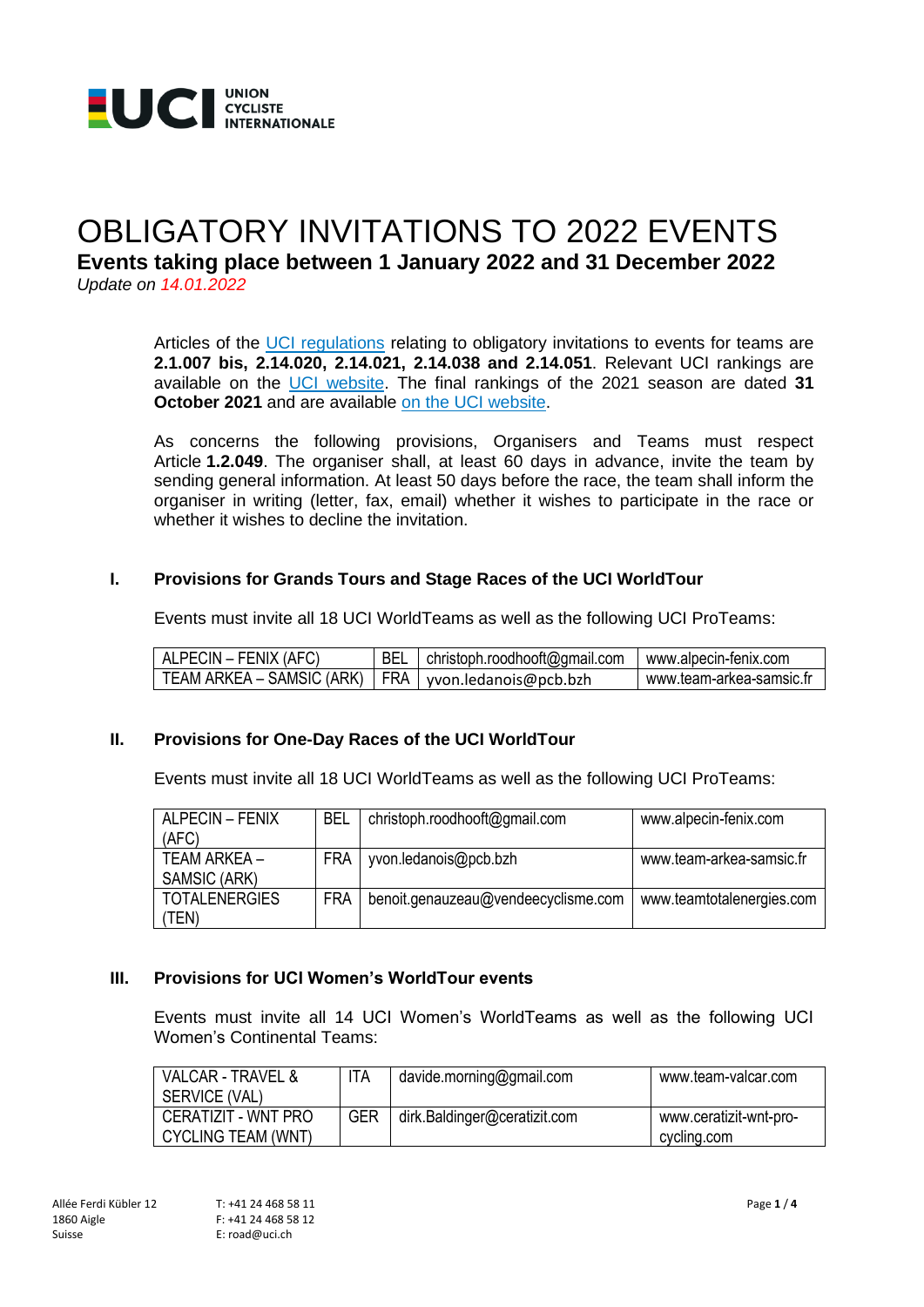# OBLIGATORY INVITATIONS TO 2022 EVENTS

## Events taking place between 1 January 2022 and 31 December 2022

*Update on 14.01.2022*

Articles of the UCI regulations relating to obligatory invitations to events for teams are **2.1.007 bis, 2.14.020, 2.14.021, 2.14.038 and 2.14.051**. Relevant UCI rankings are available on the UCI website. The final rankings of the 2021 season are dated **31 October 2021** and are available on the UCI website.

As concerns the following provisions, Organisers and Teams must respect Article **1.2.049**. The organiser shall, at least 60 days in advance, invite the team by sending general information. At least 50 days before the race, the team shall inform the organiser in writing (letter, fax, email) whether it wishes to participate in the race or whether it wishes to decline the invitation.

### I. Provisions for Grands Tours and Stage Races of the UCI WorldTour

Events must invite all 18 UCI WorldTeams as well as the following UCI ProTeams:

| | | | |
|---|---|---|---|
| ALPECIN – FENIX (AFC) | BEL | christoph.roodhooft@gmail.com | www.alpecin-fenix.com |
| TEAM ARKEA – SAMSIC (ARK) | FRA | yvon.ledanois@pcb.bzh | www.team-arkea-samsic.fr |

### II. Provisions for One-Day Races of the UCI WorldTour

Events must invite all 18 UCI WorldTeams as well as the following UCI ProTeams:

| | | | |
|---|---|---|---|
| ALPECIN – FENIX (AFC) | BEL | christoph.roodhooft@gmail.com | www.alpecin-fenix.com |
| TEAM ARKEA – SAMSIC (ARK) | FRA | yvon.ledanois@pcb.bzh | www.team-arkea-samsic.fr |
| TOTALENERGIES (TEN) | FRA | benoit.genauzeau@vendeecyclisme.com | www.teamtotalenergies.com |

### III. Provisions for UCI Women's WorldTour events

Events must invite all 14 UCI Women's WorldTeams as well as the following UCI Women's Continental Teams:

| | | | |
|---|---|---|---|
| VALCAR - TRAVEL & SERVICE (VAL) | ITA | davide.morning@gmail.com | www.team-valcar.com |
| CERATIZIT - WNT PRO CYCLING TEAM (WNT) | GER | dirk.Baldinger@ceratizit.com | www.ceratizit-wnt-pro-cycling.com |

Allée Ferdi Kübler 12
1860 Aigle
Suisse

T: +41 24 468 58 11
F: +41 24 468 58 12
E: road@uci.ch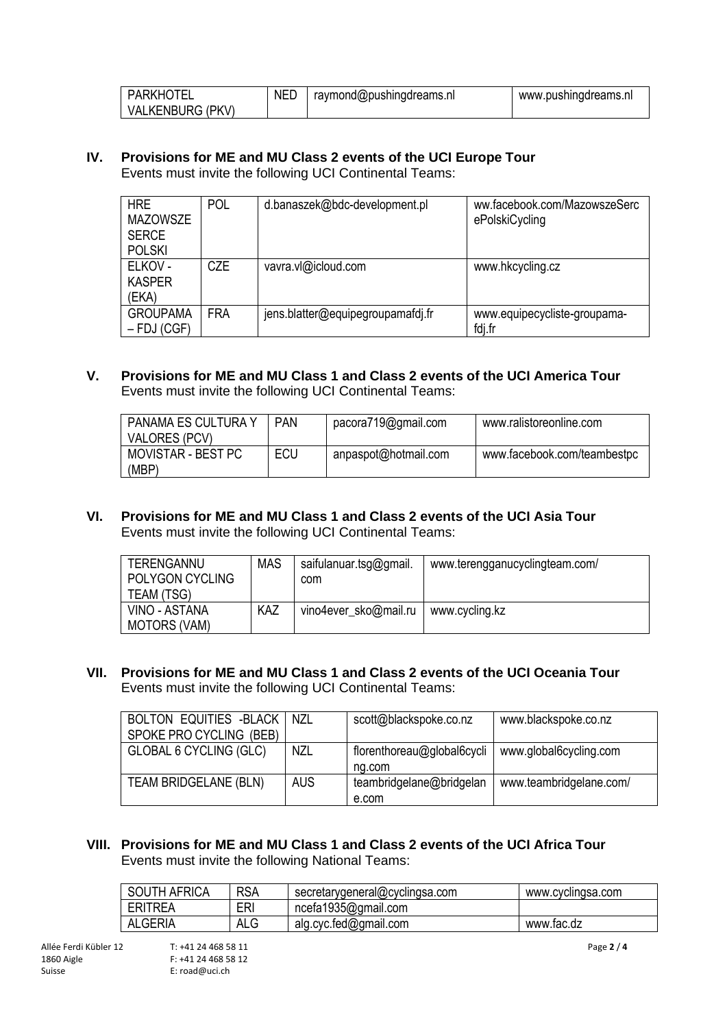| PARKHOTEL VALKENBURG (PKV) | NED | raymond@pushingdreams.nl | www.pushingdreams.nl |
|---|---|---|---|

## IV. Provisions for ME and MU Class 2 events of the UCI Europe Tour

Events must invite the following UCI Continental Teams:

| HRE MAZOWSZE SERCE POLSKI | POL | d.banaszek@bdc-development.pl | ww.facebook.com/MazowszeSercePolskiCycling |
|---|---|---|---|
| ELKOV - KASPER (EKA) | CZE | vavra.vl@icloud.com | www.hkcycling.cz |
| GROUPAMA – FDJ (CGF) | FRA | jens.blatter@equipegroupamafdj.fr | www.equipecycliste-groupama-fdj.fr |

## V. Provisions for ME and MU Class 1 and Class 2 events of the UCI America Tour

Events must invite the following UCI Continental Teams:

| PANAMA ES CULTURA Y VALORES (PCV) | PAN | pacora719@gmail.com | www.ralistoreonline.com |
|---|---|---|---|
| MOVISTAR - BEST PC (MBP) | ECU | anpaspot@hotmail.com | www.facebook.com/teambestpc |

## VI. Provisions for ME and MU Class 1 and Class 2 events of the UCI Asia Tour

Events must invite the following UCI Continental Teams:

| TERENGANNU POLYGON CYCLING TEAM (TSG) | MAS | saifulanuar.tsg@gmail.com | www.terengganucyclingteam.com/ |
|---|---|---|---|
| VINO - ASTANA MOTORS (VAM) | KAZ | vino4ever_sko@mail.ru | www.cycling.kz |

## VII. Provisions for ME and MU Class 1 and Class 2 events of the UCI Oceania Tour

Events must invite the following UCI Continental Teams:

| BOLTON EQUITIES -BLACK SPOKE PRO CYCLING (BEB) | NZL | scott@blackspoke.co.nz | www.blackspoke.co.nz |
|---|---|---|---|
| GLOBAL 6 CYCLING (GLC) | NZL | florenthoreau@global6cycling.com | www.global6cycling.com |
| TEAM BRIDGELANE (BLN) | AUS | teambridgelane@bridgelane.com | www.teambridgelane.com/ |

## VIII. Provisions for ME and MU Class 1 and Class 2 events of the UCI Africa Tour

Events must invite the following National Teams:

| SOUTH AFRICA | RSA | secretarygeneral@cyclingsa.com | www.cyclingsa.com |
|---|---|---|---|
| ERITREA | ERI | ncefa1935@gmail.com | |
| ALGERIA | ALG | alg.cyc.fed@gmail.com | www.fac.dz |

Allée Ferdi Kübler 12
1860 Aigle
Suisse

T: +41 24 468 58 11
F: +41 24 468 58 12
E: road@uci.ch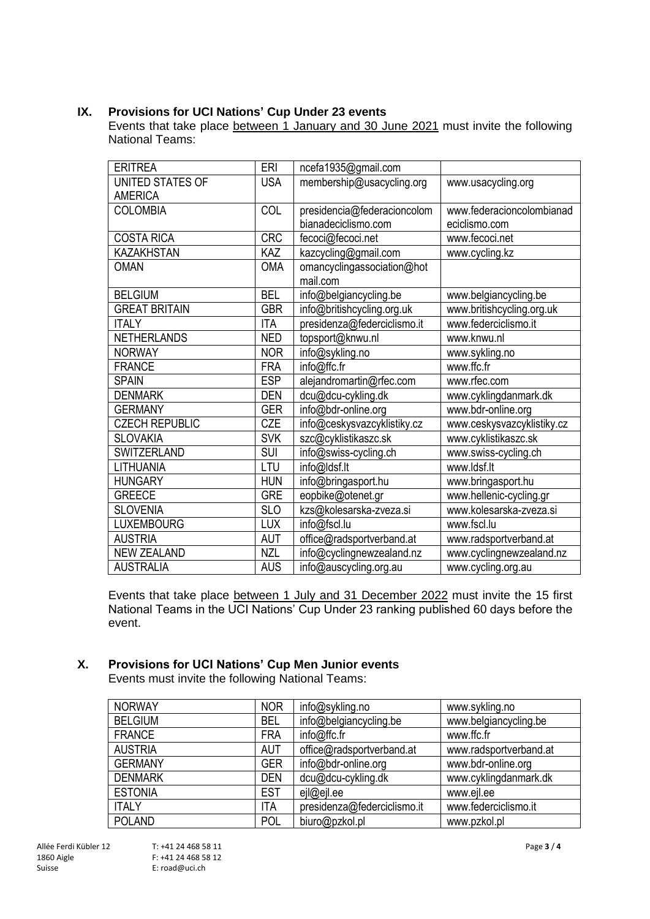## IX. Provisions for UCI Nations' Cup Under 23 events

Events that take place between 1 January and 30 June 2021 must invite the following National Teams:

| | | | |
|---|---|---|---|
| ERITREA | ERI | ncefa1935@gmail.com | |
| UNITED STATES OF AMERICA | USA | membership@usacycling.org | www.usacycling.org |
| COLOMBIA | COL | presidencia@federacioncolombianadeciclismo.com | www.federacioncolombianadeciclismo.com |
| COSTA RICA | CRC | fecoci@fecoci.net | www.fecoci.net |
| KAZAKHSTAN | KAZ | kazcycling@gmail.com | www.cycling.kz |
| OMAN | OMA | omancyclingassociation@hotmail.com | |
| BELGIUM | BEL | info@belgiancycling.be | www.belgiancycling.be |
| GREAT BRITAIN | GBR | info@britishcycling.org.uk | www.britishcycling.org.uk |
| ITALY | ITA | presidenza@federciclismo.it | www.federciclismo.it |
| NETHERLANDS | NED | topsport@knwu.nl | www.knwu.nl |
| NORWAY | NOR | info@sykling.no | www.sykling.no |
| FRANCE | FRA | info@ffc.fr | www.ffc.fr |
| SPAIN | ESP | alejandromartin@rfec.com | www.rfec.com |
| DENMARK | DEN | dcu@dcu-cykling.dk | www.cyklingdanmark.dk |
| GERMANY | GER | info@bdr-online.org | www.bdr-online.org |
| CZECH REPUBLIC | CZE | info@ceskysvazcyklistiky.cz | www.ceskysvazcyklistiky.cz |
| SLOVAKIA | SVK | szc@cyklistikaszc.sk | www.cyklistikaszc.sk |
| SWITZERLAND | SUI | info@swiss-cycling.ch | www.swiss-cycling.ch |
| LITHUANIA | LTU | info@ldsf.lt | www.ldsf.lt |
| HUNGARY | HUN | info@bringasport.hu | www.bringasport.hu |
| GREECE | GRE | eopbike@otenet.gr | www.hellenic-cycling.gr |
| SLOVENIA | SLO | kzs@kolesarska-zveza.si | www.kolesarska-zveza.si |
| LUXEMBOURG | LUX | info@fscl.lu | www.fscl.lu |
| AUSTRIA | AUT | office@radsportverband.at | www.radsportverband.at |
| NEW ZEALAND | NZL | info@cyclingnewzealand.nz | www.cyclingnewzealand.nz |
| AUSTRALIA | AUS | info@auscycling.org.au | www.cycling.org.au |

Events that take place between 1 July and 31 December 2022 must invite the 15 first National Teams in the UCI Nations' Cup Under 23 ranking published 60 days before the event.

## X. Provisions for UCI Nations' Cup Men Junior events

Events must invite the following National Teams:

| | | | |
|---|---|---|---|
| NORWAY | NOR | info@sykling.no | www.sykling.no |
| BELGIUM | BEL | info@belgiancycling.be | www.belgiancycling.be |
| FRANCE | FRA | info@ffc.fr | www.ffc.fr |
| AUSTRIA | AUT | office@radsportverband.at | www.radsportverband.at |
| GERMANY | GER | info@bdr-online.org | www.bdr-online.org |
| DENMARK | DEN | dcu@dcu-cykling.dk | www.cyklingdanmark.dk |
| ESTONIA | EST | ejl@ejl.ee | www.ejl.ee |
| ITALY | ITA | presidenza@federciclismo.it | www.federciclismo.it |
| POLAND | POL | biuro@pzkol.pl | www.pzkol.pl |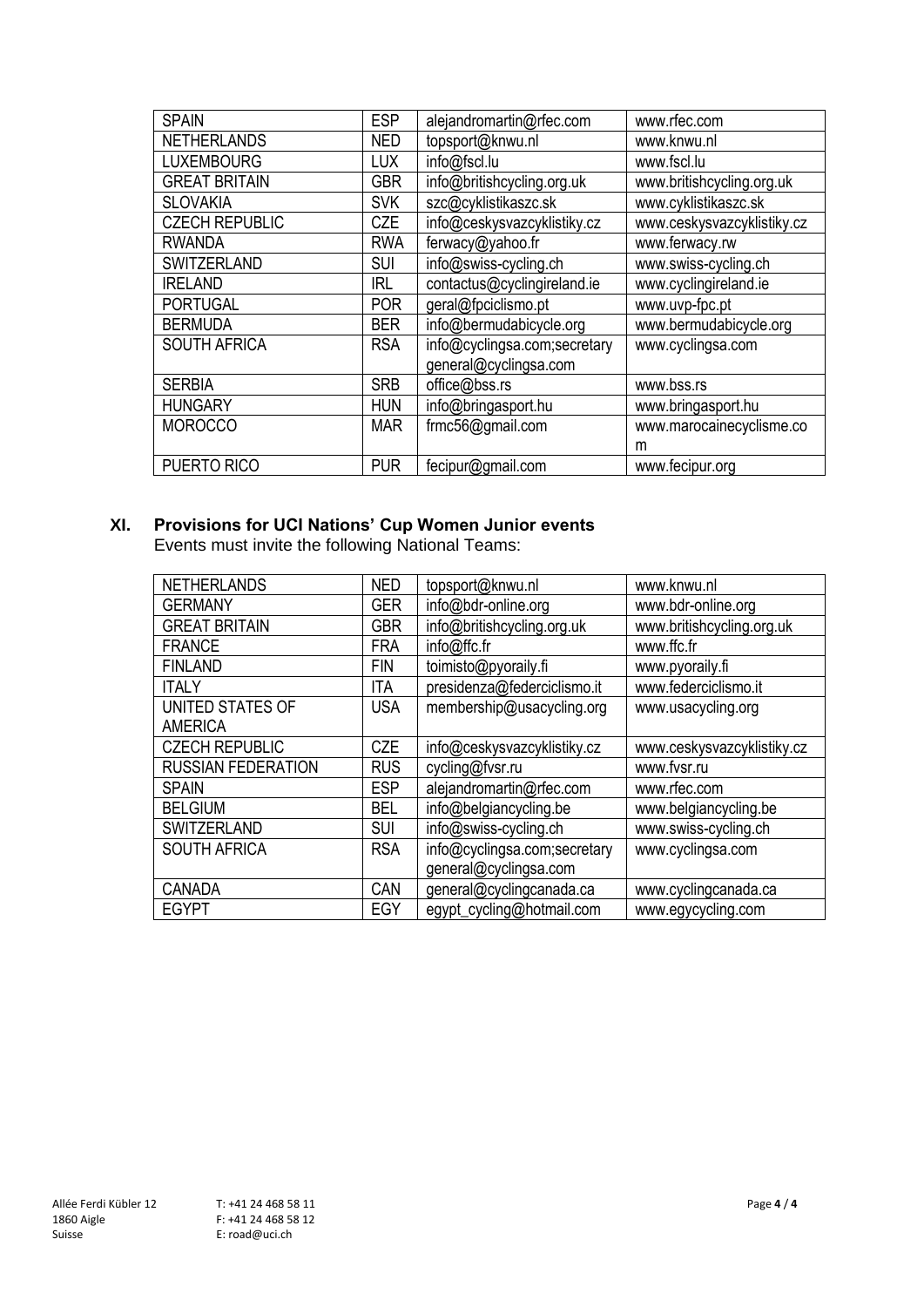| | | | |
|---|---|---|---|
| SPAIN | ESP | alejandromartin@rfec.com | www.rfec.com |
| NETHERLANDS | NED | topsport@knwu.nl | www.knwu.nl |
| LUXEMBOURG | LUX | info@fscl.lu | www.fscl.lu |
| GREAT BRITAIN | GBR | info@britishcycling.org.uk | www.britishcycling.org.uk |
| SLOVAKIA | SVK | szc@cyklistikaszc.sk | www.cyklistikaszc.sk |
| CZECH REPUBLIC | CZE | info@ceskysvazcyklistiky.cz | www.ceskysvazcyklistiky.cz |
| RWANDA | RWA | ferwacy@yahoo.fr | www.ferwacy.rw |
| SWITZERLAND | SUI | info@swiss-cycling.ch | www.swiss-cycling.ch |
| IRELAND | IRL | contactus@cyclingireland.ie | www.cyclingireland.ie |
| PORTUGAL | POR | geral@fpciclismo.pt | www.uvp-fpc.pt |
| BERMUDA | BER | info@bermudabicycle.org | www.bermudabicycle.org |
| SOUTH AFRICA | RSA | info@cyclingsa.com;secretary general@cyclingsa.com | www.cyclingsa.com |
| SERBIA | SRB | office@bss.rs | www.bss.rs |
| HUNGARY | HUN | info@bringasport.hu | www.bringasport.hu |
| MOROCCO | MAR | frmc56@gmail.com | www.marocainecyclisme.com |
| PUERTO RICO | PUR | fecipur@gmail.com | www.fecipur.org |

## XI. Provisions for UCI Nations' Cup Women Junior events

Events must invite the following National Teams:

| | | | |
|---|---|---|---|
| NETHERLANDS | NED | topsport@knwu.nl | www.knwu.nl |
| GERMANY | GER | info@bdr-online.org | www.bdr-online.org |
| GREAT BRITAIN | GBR | info@britishcycling.org.uk | www.britishcycling.org.uk |
| FRANCE | FRA | info@ffc.fr | www.ffc.fr |
| FINLAND | FIN | toimisto@pyoraily.fi | www.pyoraily.fi |
| ITALY | ITA | presidenza@federciclismo.it | www.federciclismo.it |
| UNITED STATES OF AMERICA | USA | membership@usacycling.org | www.usacycling.org |
| CZECH REPUBLIC | CZE | info@ceskysvazcyklistiky.cz | www.ceskysvazcyklistiky.cz |
| RUSSIAN FEDERATION | RUS | cycling@fvsr.ru | www.fvsr.ru |
| SPAIN | ESP | alejandromartin@rfec.com | www.rfec.com |
| BELGIUM | BEL | info@belgiancycling.be | www.belgiancycling.be |
| SWITZERLAND | SUI | info@swiss-cycling.ch | www.swiss-cycling.ch |
| SOUTH AFRICA | RSA | info@cyclingsa.com;secretary general@cyclingsa.com | www.cyclingsa.com |
| CANADA | CAN | general@cyclingcanada.ca | www.cyclingcanada.ca |
| EGYPT | EGY | egypt_cycling@hotmail.com | www.egycycling.com |

Allée Ferdi Kübler 12
1860 Aigle
Suisse

T: +41 24 468 58 11
F: +41 24 468 58 12
E: road@uci.ch